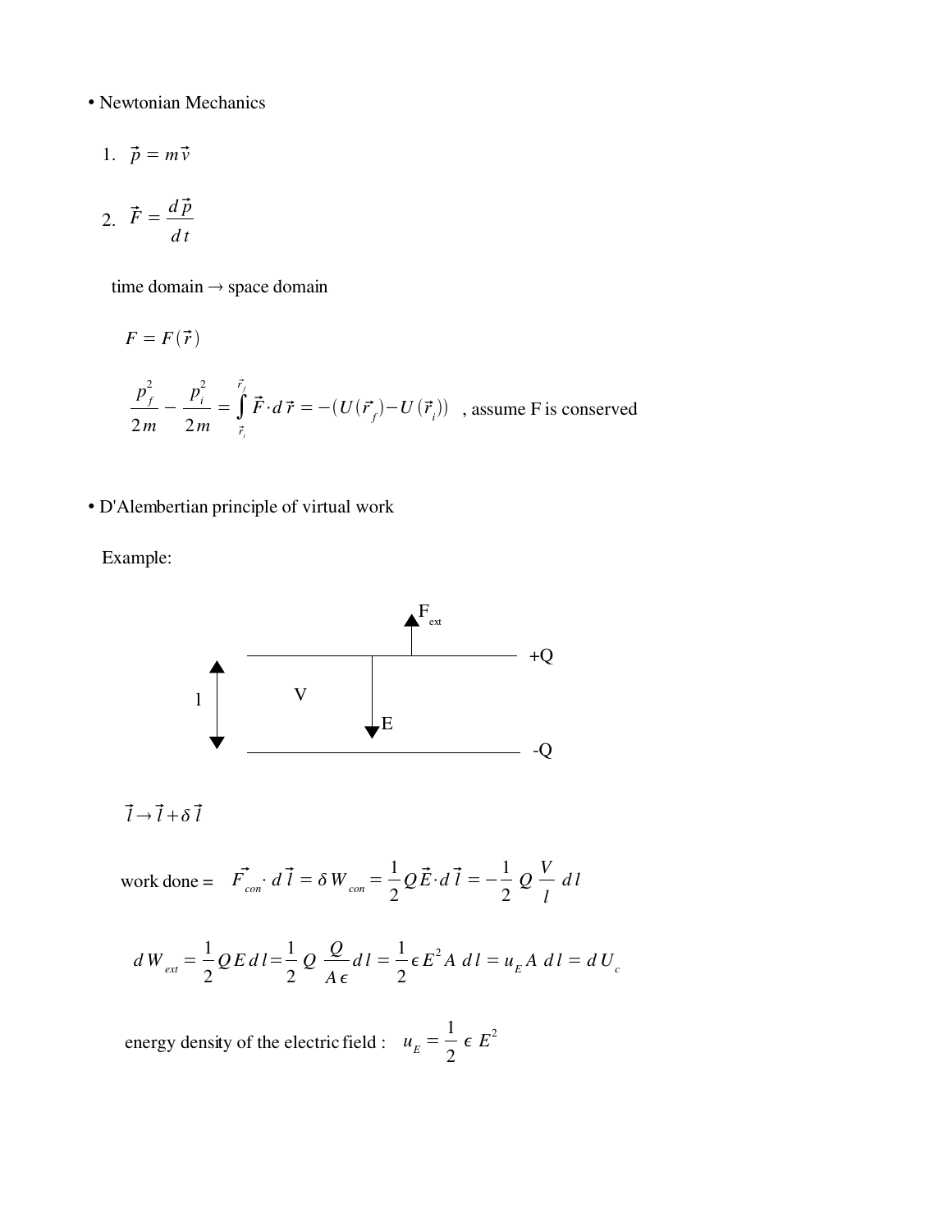- Newtonian Mechanics

  1. $\vec{p} = m\vec{v}$

  2. $\vec{F} = \dfrac{d\vec{p}}{dt}$

  time domain → space domain

  $F = F(\vec{r})$

  $$\frac{p_f^2}{2m} - \frac{p_i^2}{2m} = \int_{\vec{r}_i}^{\vec{r}_f} \vec{F} \cdot d\vec{r} = -(U(\vec{r}_f) - U(\vec{r}_i))$$ , assume F is conserved

- D'Alembertian principle of virtual work

  Example:

  $F_{ext}$

  +Q

  l V E

  -Q

  $\vec{l} \rightarrow \vec{l} + \delta\vec{l}$

  work done = $\vec{F}_{con} \cdot d\vec{l} = \delta W_{con} = \dfrac{1}{2} Q\vec{E} \cdot d\vec{l} = -\dfrac{1}{2} Q \dfrac{V}{l} dl$

  $$dW_{ext} = \frac{1}{2} QE\,dl = \frac{1}{2} Q \frac{Q}{A\epsilon} dl = \frac{1}{2} \epsilon E^2 A\, dl = u_E A\, dl = dU_c$$

  energy density of the electric field : $u_E = \dfrac{1}{2} \epsilon E^2$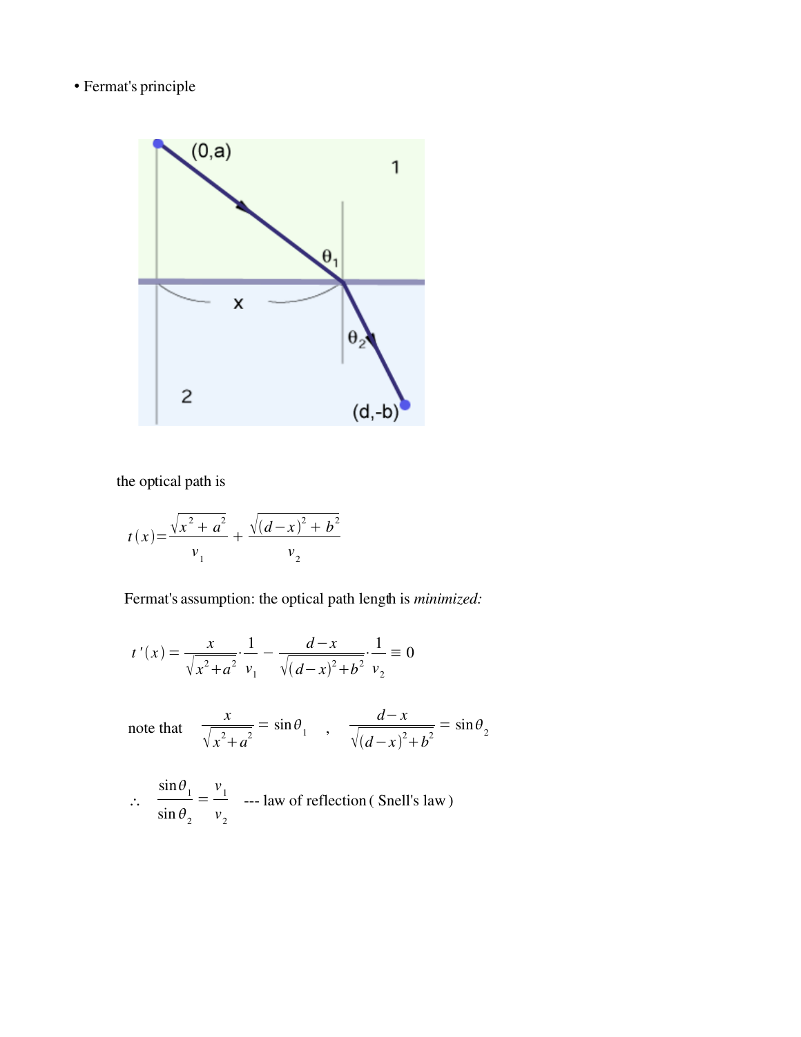• Fermat's principle

(0,a)

1

$\theta_1$

x

$\theta_2$

2

(d,-b)

the optical path is

$$t(x) = \frac{\sqrt{x^2 + a^2}}{v_1} + \frac{\sqrt{(d-x)^2 + b^2}}{v_2}$$

Fermat's assumption: the optical path length is *minimized:*

$$t'(x) = \frac{x}{\sqrt{x^2+a^2}} \cdot \frac{1}{v_1} - \frac{d-x}{\sqrt{(d-x)^2+b^2}} \cdot \frac{1}{v_2} \equiv 0$$

note that $\quad \dfrac{x}{\sqrt{x^2+a^2}} = \sin\theta_1 \quad , \quad \dfrac{d-x}{\sqrt{(d-x)^2+b^2}} = \sin\theta_2$

$$\therefore \quad \frac{\sin\theta_1}{\sin\theta_2} = \frac{v_1}{v_2} \quad \text{--- law of reflection ( Snell's law )}$$